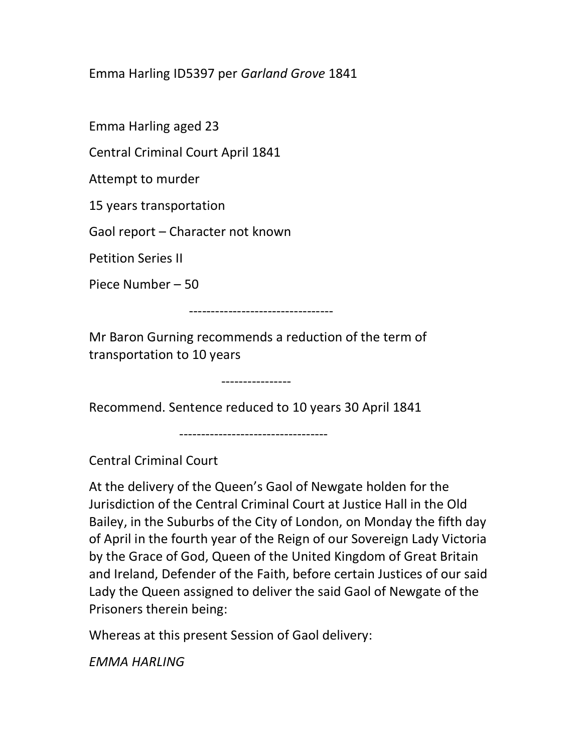Emma Harling ID5397 per *Garland Grove* 1841

Emma Harling aged 23

Central Criminal Court April 1841

Attempt to murder

15 years transportation

Gaol report – Character not known

Petition Series II

Piece Number – 50

---------------------------------

Mr Baron Gurning recommends a reduction of the term of transportation to 10 years

----------------

Recommend. Sentence reduced to 10 years 30 April 1841

----------------------------------

Central Criminal Court

At the delivery of the Queen's Gaol of Newgate holden for the Jurisdiction of the Central Criminal Court at Justice Hall in the Old Bailey, in the Suburbs of the City of London, on Monday the fifth day of April in the fourth year of the Reign of our Sovereign Lady Victoria by the Grace of God, Queen of the United Kingdom of Great Britain and Ireland, Defender of the Faith, before certain Justices of our said Lady the Queen assigned to deliver the said Gaol of Newgate of the Prisoners therein being:

Whereas at this present Session of Gaol delivery:

*EMMA HARLING*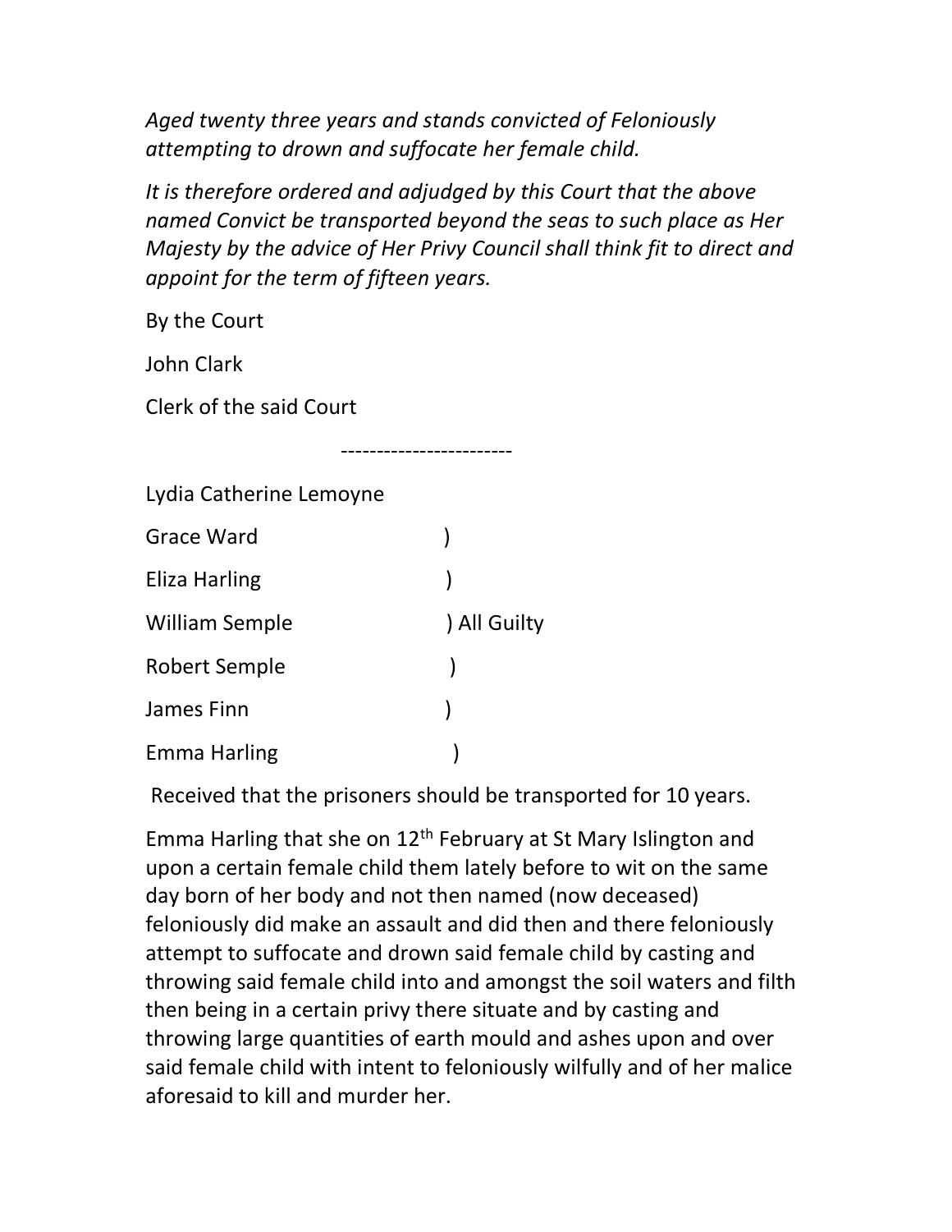*Aged twenty three years and stands convicted of Feloniously attempting to drown and suffocate her female child.*

*It is therefore ordered and adjudged by this Court that the above named Convict be transported beyond the seas to such place as Her Majesty by the advice of Her Privy Council shall think fit to direct and appoint for the term of fifteen years.*

By the Court

John Clark

Clerk of the said Court

------------------------

Lydia Catherine Lemoyne

Grace Ward )

Eliza Harling )

William Semple ) All Guilty

Robert Semple )

James Finn )

Emma Harling )

Received that the prisoners should be transported for 10 years.

Emma Harling that she on 12th February at St Mary Islington and upon a certain female child them lately before to wit on the same day born of her body and not then named (now deceased) feloniously did make an assault and did then and there feloniously attempt to suffocate and drown said female child by casting and throwing said female child into and amongst the soil waters and filth then being in a certain privy there situate and by casting and throwing large quantities of earth mould and ashes upon and over said female child with intent to feloniously wilfully and of her malice aforesaid to kill and murder her.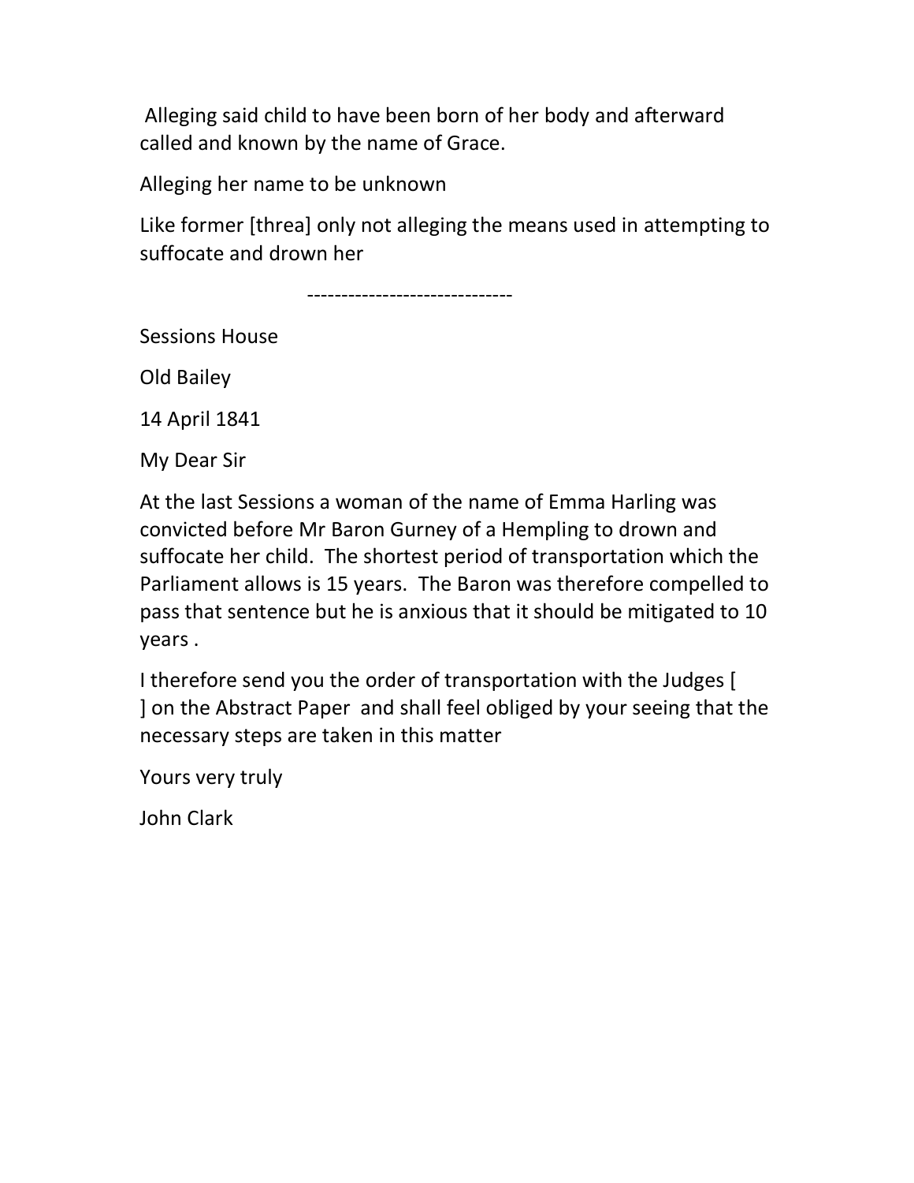Alleging said child to have been born of her body and afterward called and known by the name of Grace.

Alleging her name to be unknown

Like former [threa] only not alleging the means used in attempting to suffocate and drown her

------------------------------

Sessions House

Old Bailey

14 April 1841

My Dear Sir

At the last Sessions a woman of the name of Emma Harling was convicted before Mr Baron Gurney of a Hempling to drown and suffocate her child. The shortest period of transportation which the Parliament allows is 15 years. The Baron was therefore compelled to pass that sentence but he is anxious that it should be mitigated to 10 years .

I therefore send you the order of transportation with the Judges [ ] on the Abstract Paper and shall feel obliged by your seeing that the necessary steps are taken in this matter

Yours very truly

John Clark